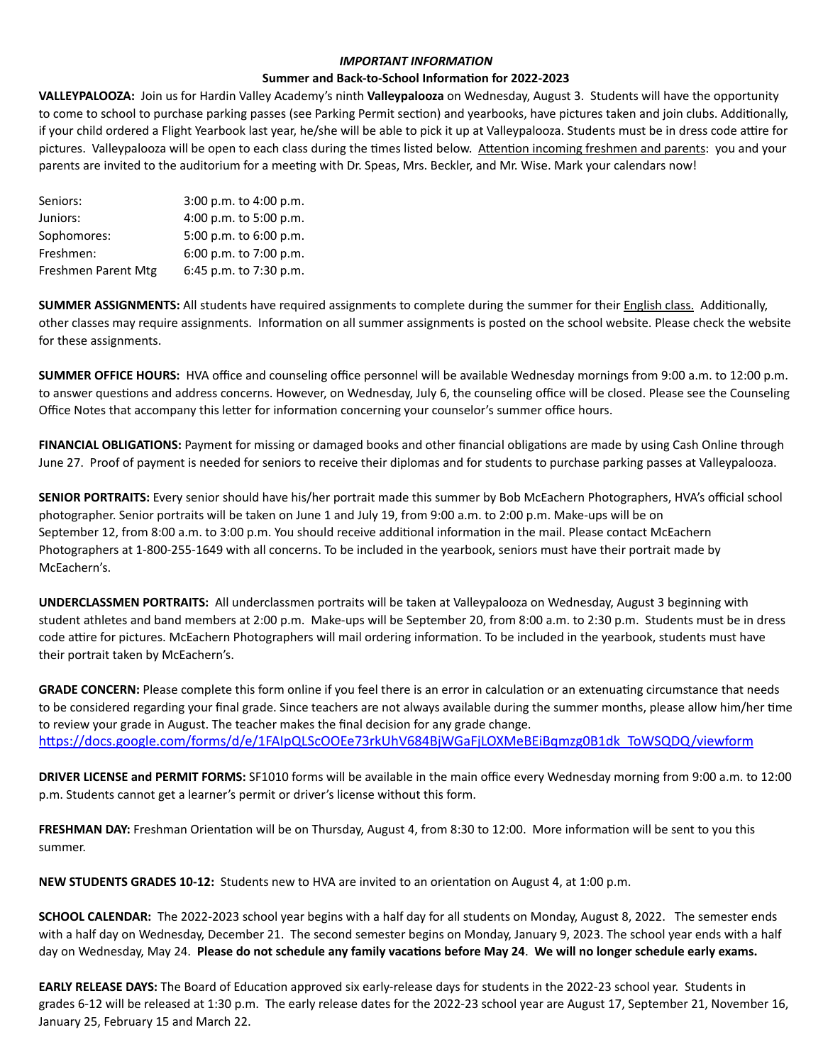***IMPORTANT INFORMATION***

**Summer and Back-to-School Information for 2022-2023**

**VALLEYPALOOZA:** Join us for Hardin Valley Academy's ninth **Valleypalooza** on Wednesday, August 3. Students will have the opportunity to come to school to purchase parking passes (see Parking Permit section) and yearbooks, have pictures taken and join clubs. Additionally, if your child ordered a Flight Yearbook last year, he/she will be able to pick it up at Valleypalooza. Students must be in dress code attire for pictures. Valleypalooza will be open to each class during the times listed below. Attention incoming freshmen and parents: you and your parents are invited to the auditorium for a meeting with Dr. Speas, Mrs. Beckler, and Mr. Wise. Mark your calendars now!

| | |
|---|---|
| Seniors: | 3:00 p.m. to 4:00 p.m. |
| Juniors: | 4:00 p.m. to 5:00 p.m. |
| Sophomores: | 5:00 p.m. to 6:00 p.m. |
| Freshmen: | 6:00 p.m. to 7:00 p.m. |
| Freshmen Parent Mtg | 6:45 p.m. to 7:30 p.m. |

**SUMMER ASSIGNMENTS:** All students have required assignments to complete during the summer for their English class. Additionally, other classes may require assignments. Information on all summer assignments is posted on the school website. Please check the website for these assignments.

**SUMMER OFFICE HOURS:** HVA office and counseling office personnel will be available Wednesday mornings from 9:00 a.m. to 12:00 p.m. to answer questions and address concerns. However, on Wednesday, July 6, the counseling office will be closed. Please see the Counseling Office Notes that accompany this letter for information concerning your counselor's summer office hours.

**FINANCIAL OBLIGATIONS:** Payment for missing or damaged books and other financial obligations are made by using Cash Online through June 27. Proof of payment is needed for seniors to receive their diplomas and for students to purchase parking passes at Valleypalooza.

**SENIOR PORTRAITS:** Every senior should have his/her portrait made this summer by Bob McEachern Photographers, HVA's official school photographer. Senior portraits will be taken on June 1 and July 19, from 9:00 a.m. to 2:00 p.m. Make-ups will be on September 12, from 8:00 a.m. to 3:00 p.m. You should receive additional information in the mail. Please contact McEachern Photographers at 1-800-255-1649 with all concerns. To be included in the yearbook, seniors must have their portrait made by McEachern's.

**UNDERCLASSMEN PORTRAITS:** All underclassmen portraits will be taken at Valleypalooza on Wednesday, August 3 beginning with student athletes and band members at 2:00 p.m. Make-ups will be September 20, from 8:00 a.m. to 2:30 p.m. Students must be in dress code attire for pictures. McEachern Photographers will mail ordering information. To be included in the yearbook, students must have their portrait taken by McEachern's.

**GRADE CONCERN:** Please complete this form online if you feel there is an error in calculation or an extenuating circumstance that needs to be considered regarding your final grade. Since teachers are not always available during the summer months, please allow him/her time to review your grade in August. The teacher makes the final decision for any grade change.
https://docs.google.com/forms/d/e/1FAIpQLScOOEe73rkUhV684BjWGaFjLOXMeBEiBqmzg0B1dk_ToWSQDQ/viewform

**DRIVER LICENSE and PERMIT FORMS:** SF1010 forms will be available in the main office every Wednesday morning from 9:00 a.m. to 12:00 p.m. Students cannot get a learner's permit or driver's license without this form.

**FRESHMAN DAY:** Freshman Orientation will be on Thursday, August 4, from 8:30 to 12:00. More information will be sent to you this summer.

**NEW STUDENTS GRADES 10-12:** Students new to HVA are invited to an orientation on August 4, at 1:00 p.m.

**SCHOOL CALENDAR:** The 2022-2023 school year begins with a half day for all students on Monday, August 8, 2022. The semester ends with a half day on Wednesday, December 21. The second semester begins on Monday, January 9, 2023. The school year ends with a half day on Wednesday, May 24. **Please do not schedule any family vacations before May 24**. **We will no longer schedule early exams.**

**EARLY RELEASE DAYS:** The Board of Education approved six early-release days for students in the 2022-23 school year. Students in grades 6-12 will be released at 1:30 p.m. The early release dates for the 2022-23 school year are August 17, September 21, November 16, January 25, February 15 and March 22.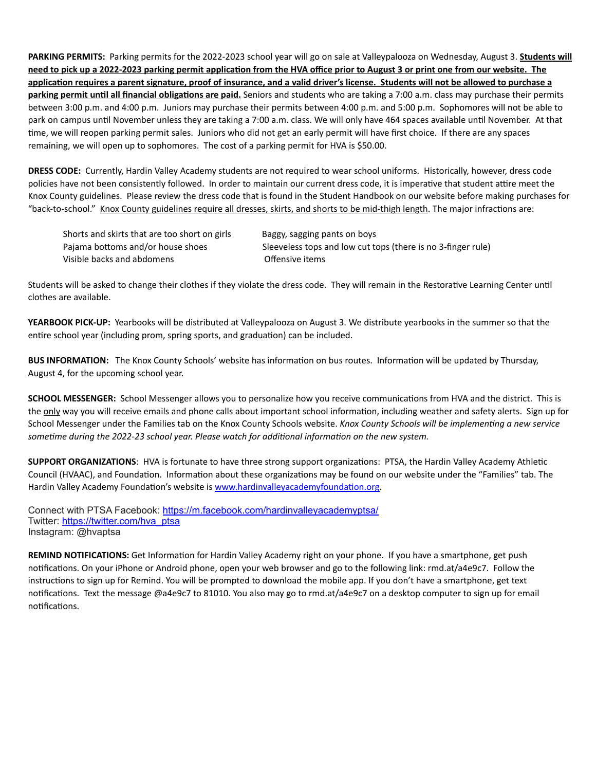**PARKING PERMITS:** Parking permits for the 2022-2023 school year will go on sale at Valleypalooza on Wednesday, August 3. <u>**Students will need to pick up a 2022-2023 parking permit application from the HVA office prior to August 3 or print one from our website. The application requires a parent signature, proof of insurance, and a valid driver's license. Students will not be allowed to purchase a parking permit until all financial obligations are paid.**</u> Seniors and students who are taking a 7:00 a.m. class may purchase their permits between 3:00 p.m. and 4:00 p.m. Juniors may purchase their permits between 4:00 p.m. and 5:00 p.m. Sophomores will not be able to park on campus until November unless they are taking a 7:00 a.m. class. We will only have 464 spaces available until November. At that time, we will reopen parking permit sales. Juniors who did not get an early permit will have first choice. If there are any spaces remaining, we will open up to sophomores. The cost of a parking permit for HVA is $50.00.

**DRESS CODE:** Currently, Hardin Valley Academy students are not required to wear school uniforms. Historically, however, dress code policies have not been consistently followed. In order to maintain our current dress code, it is imperative that student attire meet the Knox County guidelines. Please review the dress code that is found in the Student Handbook on our website before making purchases for "back-to-school." <u>Knox County guidelines require all dresses, skirts, and shorts to be mid-thigh length</u>. The major infractions are:

- Shorts and skirts that are too short on girls
- Pajama bottoms and/or house shoes
- Visible backs and abdomens
- Baggy, sagging pants on boys
- Sleeveless tops and low cut tops (there is no 3-finger rule)
- Offensive items

Students will be asked to change their clothes if they violate the dress code. They will remain in the Restorative Learning Center until clothes are available.

**YEARBOOK PICK-UP:** Yearbooks will be distributed at Valleypalooza on August 3. We distribute yearbooks in the summer so that the entire school year (including prom, spring sports, and graduation) can be included.

**BUS INFORMATION:** The Knox County Schools' website has information on bus routes. Information will be updated by Thursday, August 4, for the upcoming school year.

**SCHOOL MESSENGER:** School Messenger allows you to personalize how you receive communications from HVA and the district. This is the <u>only</u> way you will receive emails and phone calls about important school information, including weather and safety alerts. Sign up for School Messenger under the Families tab on the Knox County Schools website. *Knox County Schools will be implementing a new service sometime during the 2022-23 school year. Please watch for additional information on the new system.*

**SUPPORT ORGANIZATIONS**: HVA is fortunate to have three strong support organizations: PTSA, the Hardin Valley Academy Athletic Council (HVAAC), and Foundation. Information about these organizations may be found on our website under the "Families" tab. The Hardin Valley Academy Foundation's website is [www.hardinvalleyacademyfoundation.org](http://www.hardinvalleyacademyfoundation.org).

Connect with PTSA Facebook: [https://m.facebook.com/hardinvalleyacademyptsa/](https://m.facebook.com/hardinvalleyacademyptsa/)
Twitter: [https://twitter.com/hva_ptsa](https://twitter.com/hva_ptsa)
Instagram: @hvaptsa

**REMIND NOTIFICATIONS:** Get Information for Hardin Valley Academy right on your phone. If you have a smartphone, get push notifications. On your iPhone or Android phone, open your web browser and go to the following link: rmd.at/a4e9c7. Follow the instructions to sign up for Remind. You will be prompted to download the mobile app. If you don't have a smartphone, get text notifications. Text the message @a4e9c7 to 81010. You also may go to rmd.at/a4e9c7 on a desktop computer to sign up for email notifications.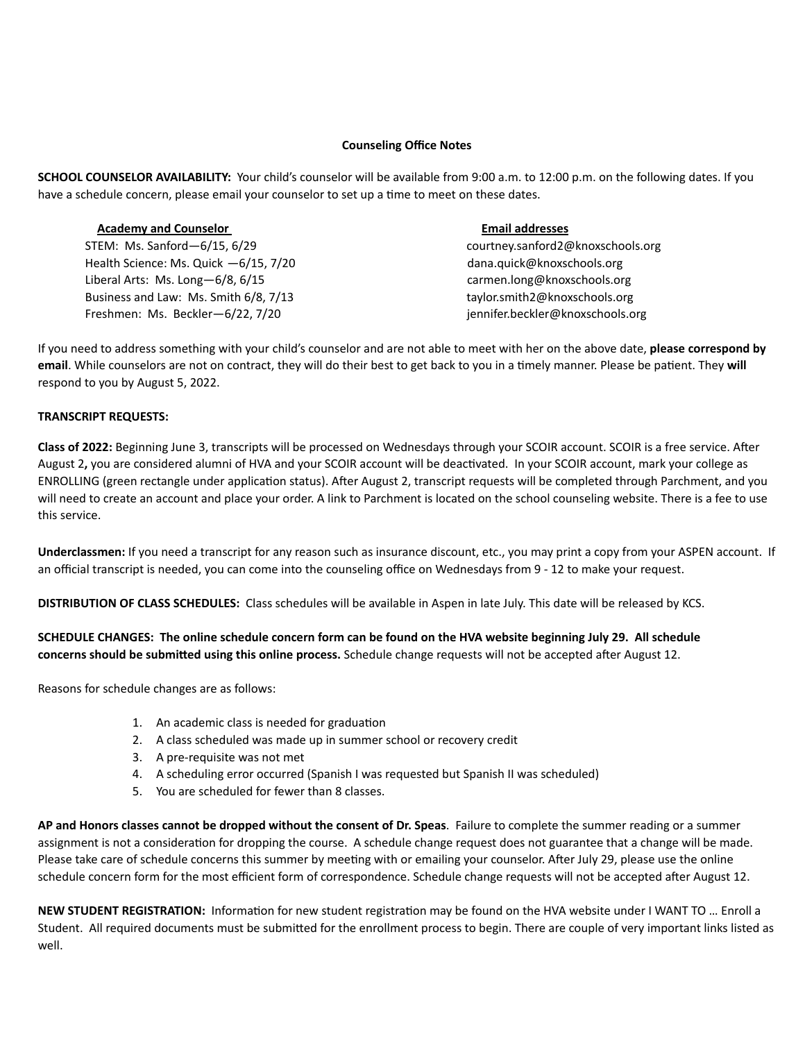## Counseling Office Notes

**SCHOOL COUNSELOR AVAILABILITY:** Your child's counselor will be available from 9:00 a.m. to 12:00 p.m. on the following dates. If you have a schedule concern, please email your counselor to set up a time to meet on these dates.

| Academy and Counselor | Email addresses |
|---|---|
| STEM: Ms. Sanford—6/15, 6/29 | courtney.sanford2@knoxschools.org |
| Health Science: Ms. Quick —6/15, 7/20 | dana.quick@knoxschools.org |
| Liberal Arts: Ms. Long—6/8, 6/15 | carmen.long@knoxschools.org |
| Business and Law: Ms. Smith 6/8, 7/13 | taylor.smith2@knoxschools.org |
| Freshmen: Ms. Beckler—6/22, 7/20 | jennifer.beckler@knoxschools.org |

If you need to address something with your child's counselor and are not able to meet with her on the above date, **please correspond by email**. While counselors are not on contract, they will do their best to get back to you in a timely manner. Please be patient. They **will** respond to you by August 5, 2022.

**TRANSCRIPT REQUESTS:**

**Class of 2022:** Beginning June 3, transcripts will be processed on Wednesdays through your SCOIR account. SCOIR is a free service. After August 2**,** you are considered alumni of HVA and your SCOIR account will be deactivated. In your SCOIR account, mark your college as ENROLLING (green rectangle under application status). After August 2, transcript requests will be completed through Parchment, and you will need to create an account and place your order. A link to Parchment is located on the school counseling website. There is a fee to use this service.

**Underclassmen:** If you need a transcript for any reason such as insurance discount, etc., you may print a copy from your ASPEN account. If an official transcript is needed, you can come into the counseling office on Wednesdays from 9 - 12 to make your request.

**DISTRIBUTION OF CLASS SCHEDULES:** Class schedules will be available in Aspen in late July. This date will be released by KCS.

**SCHEDULE CHANGES: The online schedule concern form can be found on the HVA website beginning July 29. All schedule concerns should be submitted using this online process.** Schedule change requests will not be accepted after August 12.

Reasons for schedule changes are as follows:

1. An academic class is needed for graduation
2. A class scheduled was made up in summer school or recovery credit
3. A pre-requisite was not met
4. A scheduling error occurred (Spanish I was requested but Spanish II was scheduled)
5. You are scheduled for fewer than 8 classes.

**AP and Honors classes cannot be dropped without the consent of Dr. Speas**. Failure to complete the summer reading or a summer assignment is not a consideration for dropping the course. A schedule change request does not guarantee that a change will be made. Please take care of schedule concerns this summer by meeting with or emailing your counselor. After July 29, please use the online schedule concern form for the most efficient form of correspondence. Schedule change requests will not be accepted after August 12.

**NEW STUDENT REGISTRATION:** Information for new student registration may be found on the HVA website under I WANT TO … Enroll a Student. All required documents must be submitted for the enrollment process to begin. There are couple of very important links listed as well.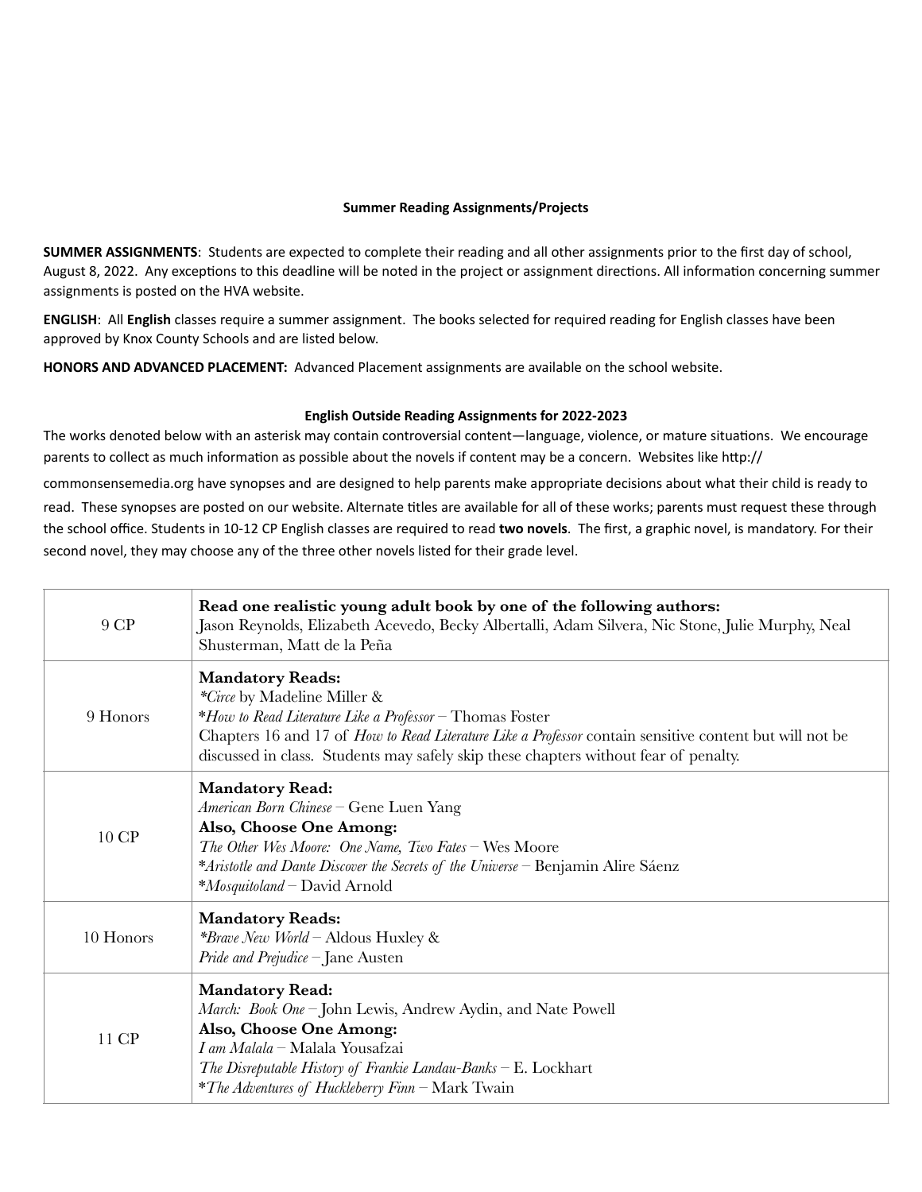## Summer Reading Assignments/Projects

**SUMMER ASSIGNMENTS**: Students are expected to complete their reading and all other assignments prior to the first day of school, August 8, 2022. Any exceptions to this deadline will be noted in the project or assignment directions. All information concerning summer assignments is posted on the HVA website.

**ENGLISH**: All **English** classes require a summer assignment. The books selected for required reading for English classes have been approved by Knox County Schools and are listed below.

**HONORS AND ADVANCED PLACEMENT:** Advanced Placement assignments are available on the school website.

### English Outside Reading Assignments for 2022-2023

The works denoted below with an asterisk may contain controversial content—language, violence, or mature situations. We encourage parents to collect as much information as possible about the novels if content may be a concern. Websites like http://commonsensemedia.org have synopses and are designed to help parents make appropriate decisions about what their child is ready to read. These synopses are posted on our website. Alternate titles are available for all of these works; parents must request these through the school office. Students in 10-12 CP English classes are required to read **two novels**. The first, a graphic novel, is mandatory. For their second novel, they may choose any of the three other novels listed for their grade level.

| | |
|---|---|
| 9 CP | **Read one realistic young adult book by one of the following authors:**<br>Jason Reynolds, Elizabeth Acevedo, Becky Albertalli, Adam Silvera, Nic Stone, Julie Murphy, Neal Shusterman, Matt de la Peña |
| 9 Honors | **Mandatory Reads:**<br>**Circe* by Madeline Miller &<br>**How to Read Literature Like a Professor* – Thomas Foster<br>Chapters 16 and 17 of *How to Read Literature Like a Professor* contain sensitive content but will not be discussed in class. Students may safely skip these chapters without fear of penalty. |
| 10 CP | **Mandatory Read:**<br>*American Born Chinese* – Gene Luen Yang<br>**Also, Choose One Among:**<br>*The Other Wes Moore: One Name, Two Fates* – Wes Moore<br>**Aristotle and Dante Discover the Secrets of the Universe* – Benjamin Alire Sáenz<br>**Mosquitoland* – David Arnold |
| 10 Honors | **Mandatory Reads:**<br>**Brave New World* – Aldous Huxley &<br>*Pride and Prejudice* – Jane Austen |
| 11 CP | **Mandatory Read:**<br>*March: Book One* – John Lewis, Andrew Aydin, and Nate Powell<br>**Also, Choose One Among:**<br>*I am Malala* – Malala Yousafzai<br>*The Disreputable History of Frankie Landau-Banks* – E. Lockhart<br>**The Adventures of Huckleberry Finn* – Mark Twain |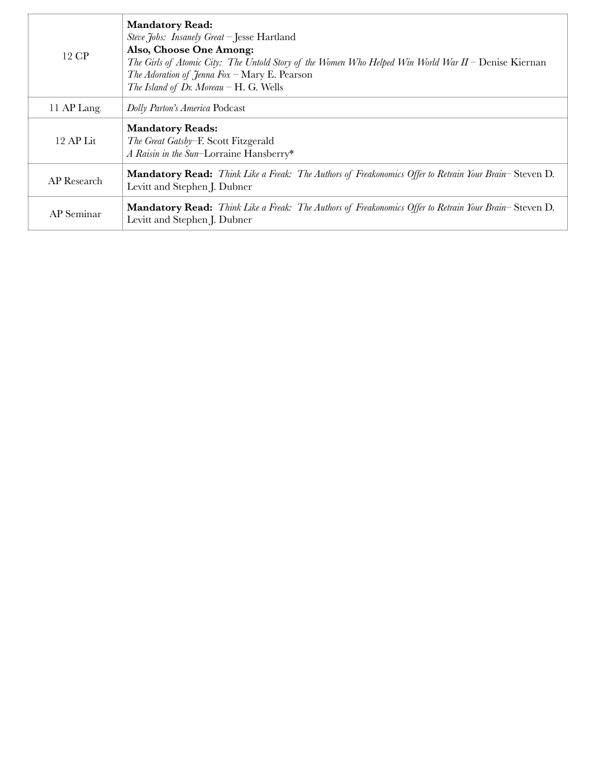| | |
|---|---|
| 12 CP | **Mandatory Read:**<br>*Steve Jobs: Insanely Great* – Jesse Hartland<br>**Also, Choose One Among:**<br>*The Girls of Atomic City: The Untold Story of the Women Who Helped Win World War II* – Denise Kiernan<br>*The Adoration of Jenna Fox* – Mary E. Pearson<br>*The Island of Dr. Moreau* – H. G. Wells |
| 11 AP Lang. | *Dolly Parton's America* Podcast |
| 12 AP Lit | **Mandatory Reads:**<br>*The Great Gatsby*–F. Scott Fitzgerald<br>*A Raisin in the Sun*–Lorraine Hansberry* |
| AP Research | **Mandatory Read:** *Think Like a Freak: The Authors of Freakonomics Offer to Retrain Your Brain*– Steven D. Levitt and Stephen J. Dubner |
| AP Seminar | **Mandatory Read:** *Think Like a Freak: The Authors of Freakonomics Offer to Retrain Your Brain*– Steven D. Levitt and Stephen J. Dubner |